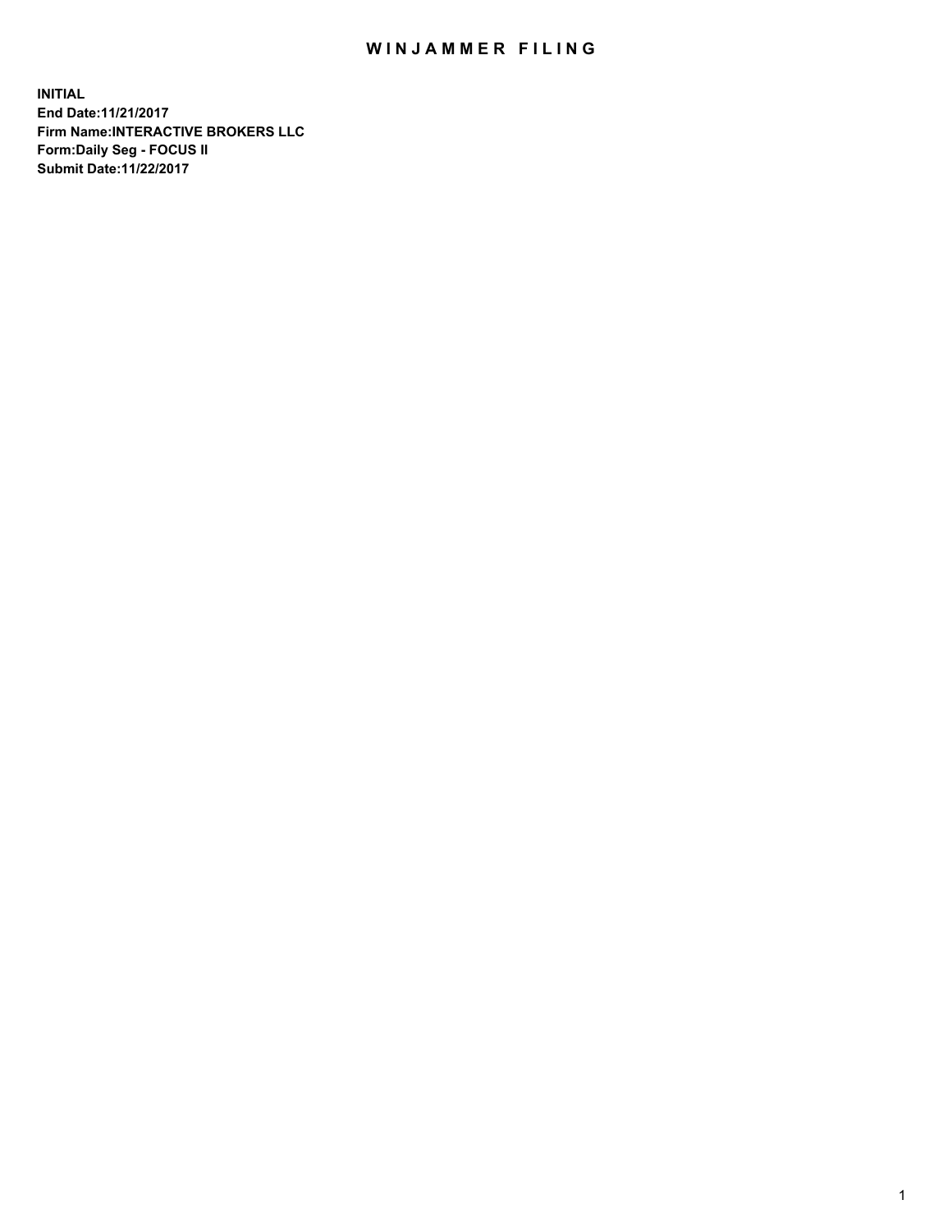# WINJAMMER FILING

**INITIAL**
**End Date:11/21/2017**
**Firm Name:INTERACTIVE BROKERS LLC**
**Form:Daily Seg - FOCUS II**
**Submit Date:11/22/2017**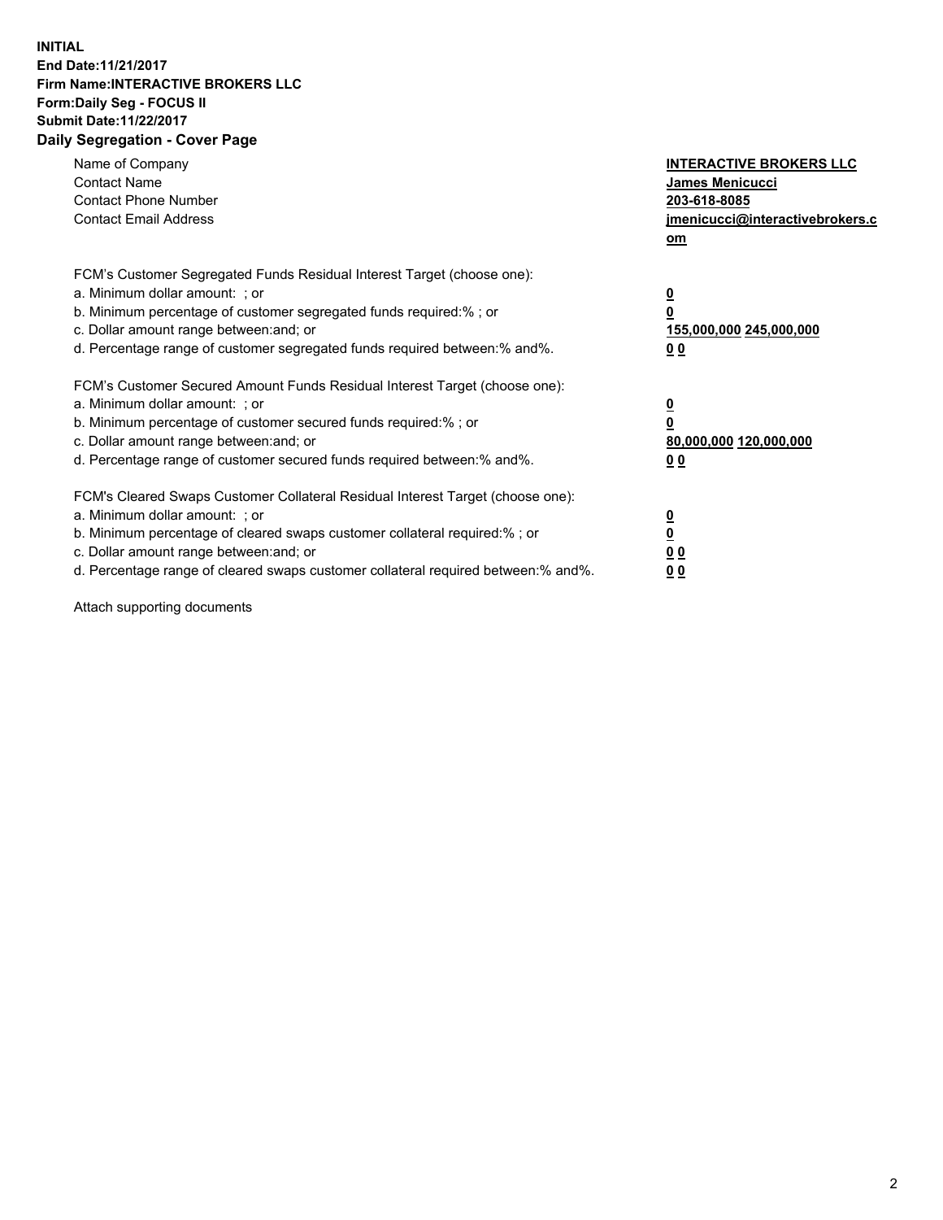**INITIAL**
**End Date:11/21/2017**
**Firm Name:INTERACTIVE BROKERS LLC**
**Form:Daily Seg - FOCUS II**
**Submit Date:11/22/2017**

## Daily Segregation - Cover Page

| | |
|---|---|
| Name of Company | **INTERACTIVE BROKERS LLC** |
| Contact Name | **James Menicucci** |
| Contact Phone Number | **203-618-8085** |
| Contact Email Address | **jmenicucci@interactivebrokers.com** |

FCM's Customer Segregated Funds Residual Interest Target (choose one):

| | |
|---|---|
| a. Minimum dollar amount: ; or | **0** |
| b. Minimum percentage of customer segregated funds required:% ; or | **0** |
| c. Dollar amount range between:and; or | **155,000,000 245,000,000** |
| d. Percentage range of customer segregated funds required between:% and%. | **0 0** |

FCM's Customer Secured Amount Funds Residual Interest Target (choose one):

| | |
|---|---|
| a. Minimum dollar amount: ; or | **0** |
| b. Minimum percentage of customer secured funds required:% ; or | **0** |
| c. Dollar amount range between:and; or | **80,000,000 120,000,000** |
| d. Percentage range of customer secured funds required between:% and%. | **0 0** |

FCM's Cleared Swaps Customer Collateral Residual Interest Target (choose one):

| | |
|---|---|
| a. Minimum dollar amount: ; or | **0** |
| b. Minimum percentage of cleared swaps customer collateral required:% ; or | **0** |
| c. Dollar amount range between:and; or | **0 0** |
| d. Percentage range of cleared swaps customer collateral required between:% and%. | **0 0** |

Attach supporting documents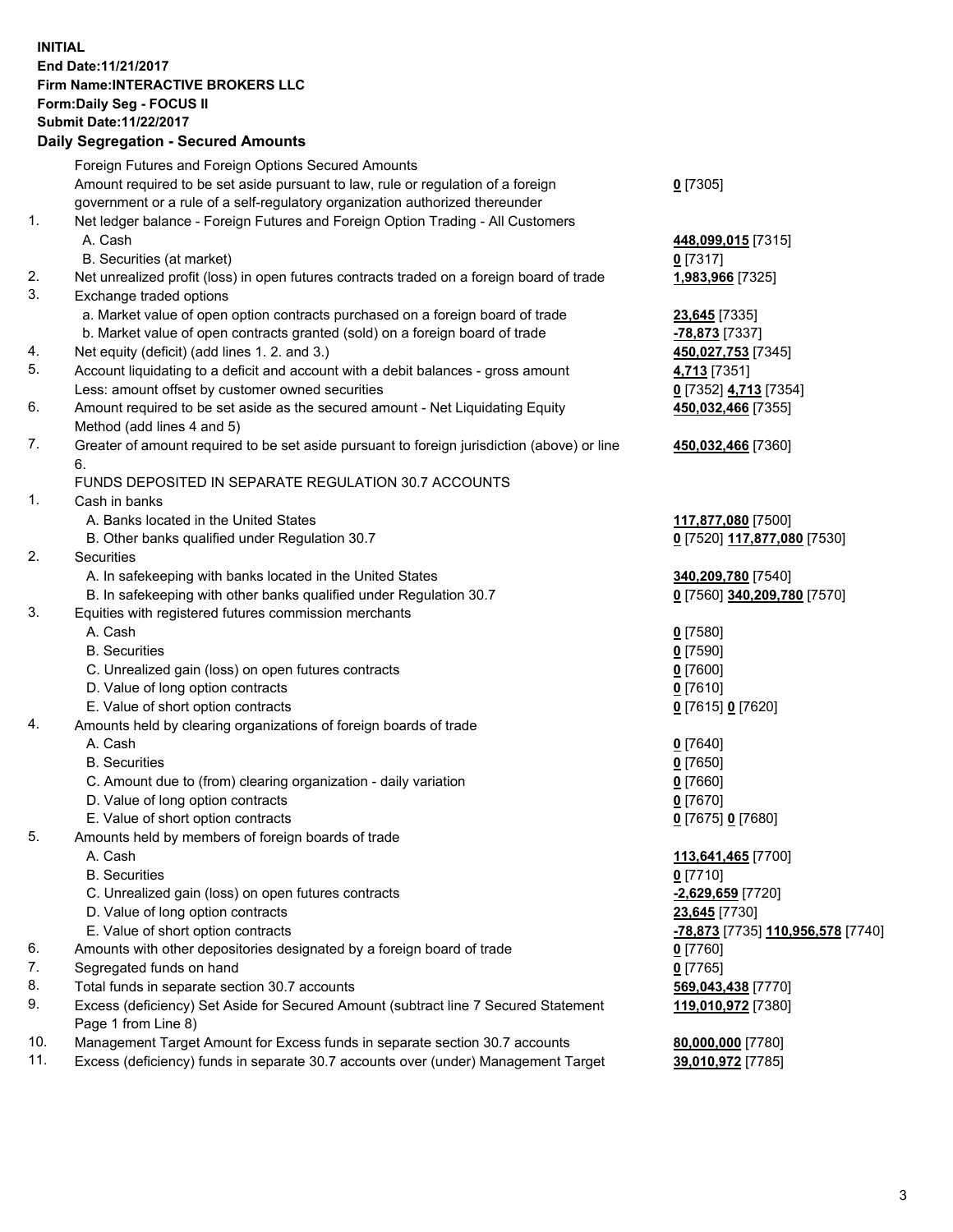**INITIAL**
**End Date:11/21/2017**
**Firm Name:INTERACTIVE BROKERS LLC**
**Form:Daily Seg - FOCUS II**
**Submit Date:11/22/2017**
**Daily Segregation - Secured Amounts**

| | | |
|---|---|---|
| | Foreign Futures and Foreign Options Secured Amounts | |
| | Amount required to be set aside pursuant to law, rule or regulation of a foreign government or a rule of a self-regulatory organization authorized thereunder | **0** [7305] |
| 1. | Net ledger balance - Foreign Futures and Foreign Option Trading - All Customers | |
| | A. Cash | **448,099,015** [7315] |
| | B. Securities (at market) | **0** [7317] |
| 2. | Net unrealized profit (loss) in open futures contracts traded on a foreign board of trade | **1,983,966** [7325] |
| 3. | Exchange traded options | |
| | a. Market value of open option contracts purchased on a foreign board of trade | **23,645** [7335] |
| | b. Market value of open contracts granted (sold) on a foreign board of trade | **-78,873** [7337] |
| 4. | Net equity (deficit) (add lines 1. 2. and 3.) | **450,027,753** [7345] |
| 5. | Account liquidating to a deficit and account with a debit balances - gross amount | **4,713** [7351] |
| | Less: amount offset by customer owned securities | **0** [7352] **4,713** [7354] |
| 6. | Amount required to be set aside as the secured amount - Net Liquidating Equity Method (add lines 4 and 5) | **450,032,466** [7355] |
| 7. | Greater of amount required to be set aside pursuant to foreign jurisdiction (above) or line 6. | **450,032,466** [7360] |
| | FUNDS DEPOSITED IN SEPARATE REGULATION 30.7 ACCOUNTS | |
| 1. | Cash in banks | |
| | A. Banks located in the United States | **117,877,080** [7500] |
| | B. Other banks qualified under Regulation 30.7 | **0** [7520] **117,877,080** [7530] |
| 2. | Securities | |
| | A. In safekeeping with banks located in the United States | **340,209,780** [7540] |
| | B. In safekeeping with other banks qualified under Regulation 30.7 | **0** [7560] **340,209,780** [7570] |
| 3. | Equities with registered futures commission merchants | |
| | A. Cash | **0** [7580] |
| | B. Securities | **0** [7590] |
| | C. Unrealized gain (loss) on open futures contracts | **0** [7600] |
| | D. Value of long option contracts | **0** [7610] |
| | E. Value of short option contracts | **0** [7615] **0** [7620] |
| 4. | Amounts held by clearing organizations of foreign boards of trade | |
| | A. Cash | **0** [7640] |
| | B. Securities | **0** [7650] |
| | C. Amount due to (from) clearing organization - daily variation | **0** [7660] |
| | D. Value of long option contracts | **0** [7670] |
| | E. Value of short option contracts | **0** [7675] **0** [7680] |
| 5. | Amounts held by members of foreign boards of trade | |
| | A. Cash | **113,641,465** [7700] |
| | B. Securities | **0** [7710] |
| | C. Unrealized gain (loss) on open futures contracts | **-2,629,659** [7720] |
| | D. Value of long option contracts | **23,645** [7730] |
| | E. Value of short option contracts | **-78,873** [7735] **110,956,578** [7740] |
| 6. | Amounts with other depositories designated by a foreign board of trade | **0** [7760] |
| 7. | Segregated funds on hand | **0** [7765] |
| 8. | Total funds in separate section 30.7 accounts | **569,043,438** [7770] |
| 9. | Excess (deficiency) Set Aside for Secured Amount (subtract line 7 Secured Statement Page 1 from Line 8) | **119,010,972** [7380] |
| 10. | Management Target Amount for Excess funds in separate section 30.7 accounts | **80,000,000** [7780] |
| 11. | Excess (deficiency) funds in separate 30.7 accounts over (under) Management Target | **39,010,972** [7785] |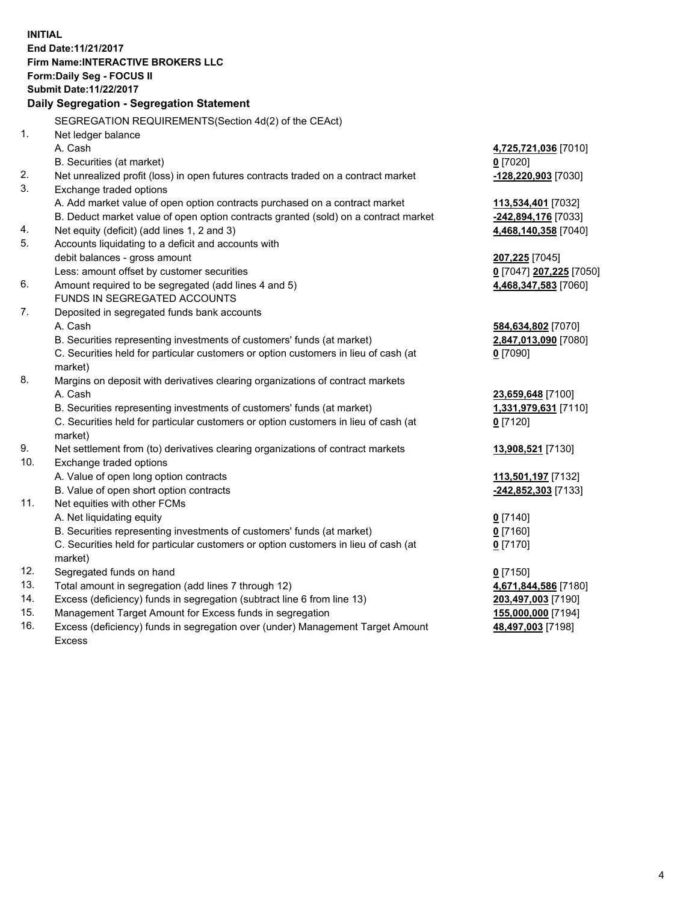**INITIAL**
**End Date:11/21/2017**
**Firm Name:INTERACTIVE BROKERS LLC**
**Form:Daily Seg - FOCUS II**
**Submit Date:11/22/2017**

### Daily Segregation - Segregation Statement

| | | |
|---|---|---|
| | SEGREGATION REQUIREMENTS(Section 4d(2) of the CEAct) | |
| 1. | Net ledger balance | |
| | A. Cash | **4,725,721,036** [7010] |
| | B. Securities (at market) | **0** [7020] |
| 2. | Net unrealized profit (loss) in open futures contracts traded on a contract market | **-128,220,903** [7030] |
| 3. | Exchange traded options | |
| | A. Add market value of open option contracts purchased on a contract market | **113,534,401** [7032] |
| | B. Deduct market value of open option contracts granted (sold) on a contract market | **-242,894,176** [7033] |
| 4. | Net equity (deficit) (add lines 1, 2 and 3) | **4,468,140,358** [7040] |
| 5. | Accounts liquidating to a deficit and accounts with | |
| | debit balances - gross amount | **207,225** [7045] |
| | Less: amount offset by customer securities | **0** [7047] **207,225** [7050] |
| 6. | Amount required to be segregated (add lines 4 and 5) | **4,468,347,583** [7060] |
| | FUNDS IN SEGREGATED ACCOUNTS | |
| 7. | Deposited in segregated funds bank accounts | |
| | A. Cash | **584,634,802** [7070] |
| | B. Securities representing investments of customers' funds (at market) | **2,847,013,090** [7080] |
| | C. Securities held for particular customers or option customers in lieu of cash (at market) | **0** [7090] |
| 8. | Margins on deposit with derivatives clearing organizations of contract markets | |
| | A. Cash | **23,659,648** [7100] |
| | B. Securities representing investments of customers' funds (at market) | **1,331,979,631** [7110] |
| | C. Securities held for particular customers or option customers in lieu of cash (at market) | **0** [7120] |
| 9. | Net settlement from (to) derivatives clearing organizations of contract markets | **13,908,521** [7130] |
| 10. | Exchange traded options | |
| | A. Value of open long option contracts | **113,501,197** [7132] |
| | B. Value of open short option contracts | **-242,852,303** [7133] |
| 11. | Net equities with other FCMs | |
| | A. Net liquidating equity | **0** [7140] |
| | B. Securities representing investments of customers' funds (at market) | **0** [7160] |
| | C. Securities held for particular customers or option customers in lieu of cash (at market) | **0** [7170] |
| 12. | Segregated funds on hand | **0** [7150] |
| 13. | Total amount in segregation (add lines 7 through 12) | **4,671,844,586** [7180] |
| 14. | Excess (deficiency) funds in segregation (subtract line 6 from line 13) | **203,497,003** [7190] |
| 15. | Management Target Amount for Excess funds in segregation | **155,000,000** [7194] |
| 16. | Excess (deficiency) funds in segregation over (under) Management Target Amount Excess | **48,497,003** [7198] |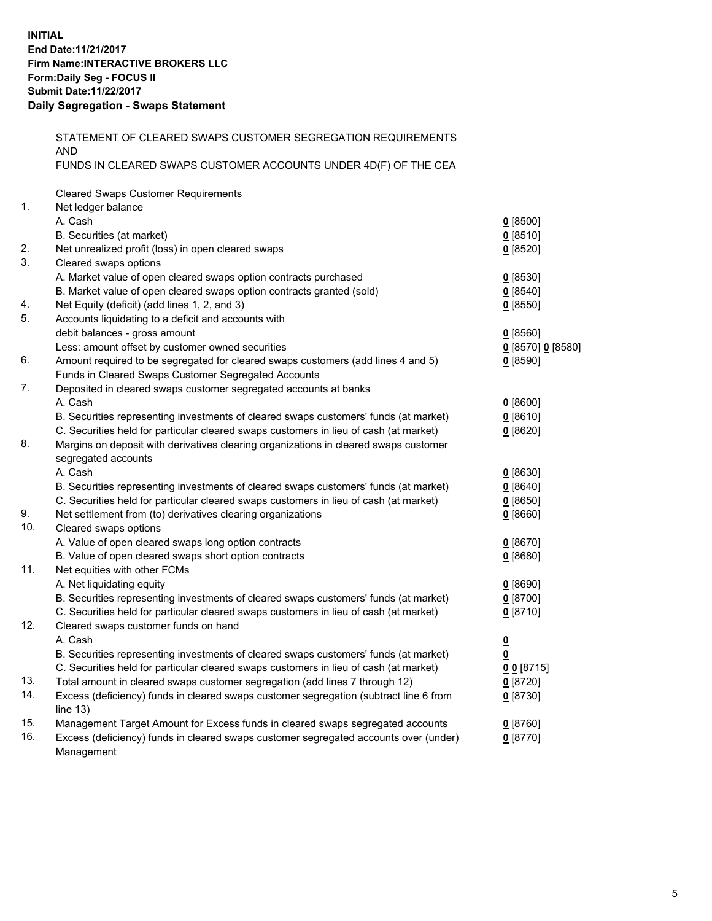**INITIAL**
**End Date:11/21/2017**
**Firm Name:INTERACTIVE BROKERS LLC**
**Form:Daily Seg - FOCUS II**
**Submit Date:11/22/2017**
**Daily Segregation - Swaps Statement**

STATEMENT OF CLEARED SWAPS CUSTOMER SEGREGATION REQUIREMENTS
AND
FUNDS IN CLEARED SWAPS CUSTOMER ACCOUNTS UNDER 4D(F) OF THE CEA

| | | |
|---|---|---|
| | Cleared Swaps Customer Requirements | |
| 1. | Net ledger balance | |
| | A. Cash | 0 [8500] |
| | B. Securities (at market) | 0 [8510] |
| 2. | Net unrealized profit (loss) in open cleared swaps | 0 [8520] |
| 3. | Cleared swaps options | |
| | A. Market value of open cleared swaps option contracts purchased | 0 [8530] |
| | B. Market value of open cleared swaps option contracts granted (sold) | 0 [8540] |
| 4. | Net Equity (deficit) (add lines 1, 2, and 3) | 0 [8550] |
| 5. | Accounts liquidating to a deficit and accounts with | |
| | debit balances - gross amount | 0 [8560] |
| | Less: amount offset by customer owned securities | 0 [8570] 0 [8580] |
| 6. | Amount required to be segregated for cleared swaps customers (add lines 4 and 5) | 0 [8590] |
| | Funds in Cleared Swaps Customer Segregated Accounts | |
| 7. | Deposited in cleared swaps customer segregated accounts at banks | |
| | A. Cash | 0 [8600] |
| | B. Securities representing investments of cleared swaps customers' funds (at market) | 0 [8610] |
| | C. Securities held for particular cleared swaps customers in lieu of cash (at market) | 0 [8620] |
| 8. | Margins on deposit with derivatives clearing organizations in cleared swaps customer segregated accounts | |
| | A. Cash | 0 [8630] |
| | B. Securities representing investments of cleared swaps customers' funds (at market) | 0 [8640] |
| | C. Securities held for particular cleared swaps customers in lieu of cash (at market) | 0 [8650] |
| 9. | Net settlement from (to) derivatives clearing organizations | 0 [8660] |
| 10. | Cleared swaps options | |
| | A. Value of open cleared swaps long option contracts | 0 [8670] |
| | B. Value of open cleared swaps short option contracts | 0 [8680] |
| 11. | Net equities with other FCMs | |
| | A. Net liquidating equity | 0 [8690] |
| | B. Securities representing investments of cleared swaps customers' funds (at market) | 0 [8700] |
| | C. Securities held for particular cleared swaps customers in lieu of cash (at market) | 0 [8710] |
| 12. | Cleared swaps customer funds on hand | |
| | A. Cash | 0 |
| | B. Securities representing investments of cleared swaps customers' funds (at market) | 0 |
| | C. Securities held for particular cleared swaps customers in lieu of cash (at market) | 0 0 [8715] |
| 13. | Total amount in cleared swaps customer segregation (add lines 7 through 12) | 0 [8720] |
| 14. | Excess (deficiency) funds in cleared swaps customer segregation (subtract line 6 from line 13) | 0 [8730] |
| 15. | Management Target Amount for Excess funds in cleared swaps segregated accounts | 0 [8760] |
| 16. | Excess (deficiency) funds in cleared swaps customer segregated accounts over (under) Management | 0 [8770] |